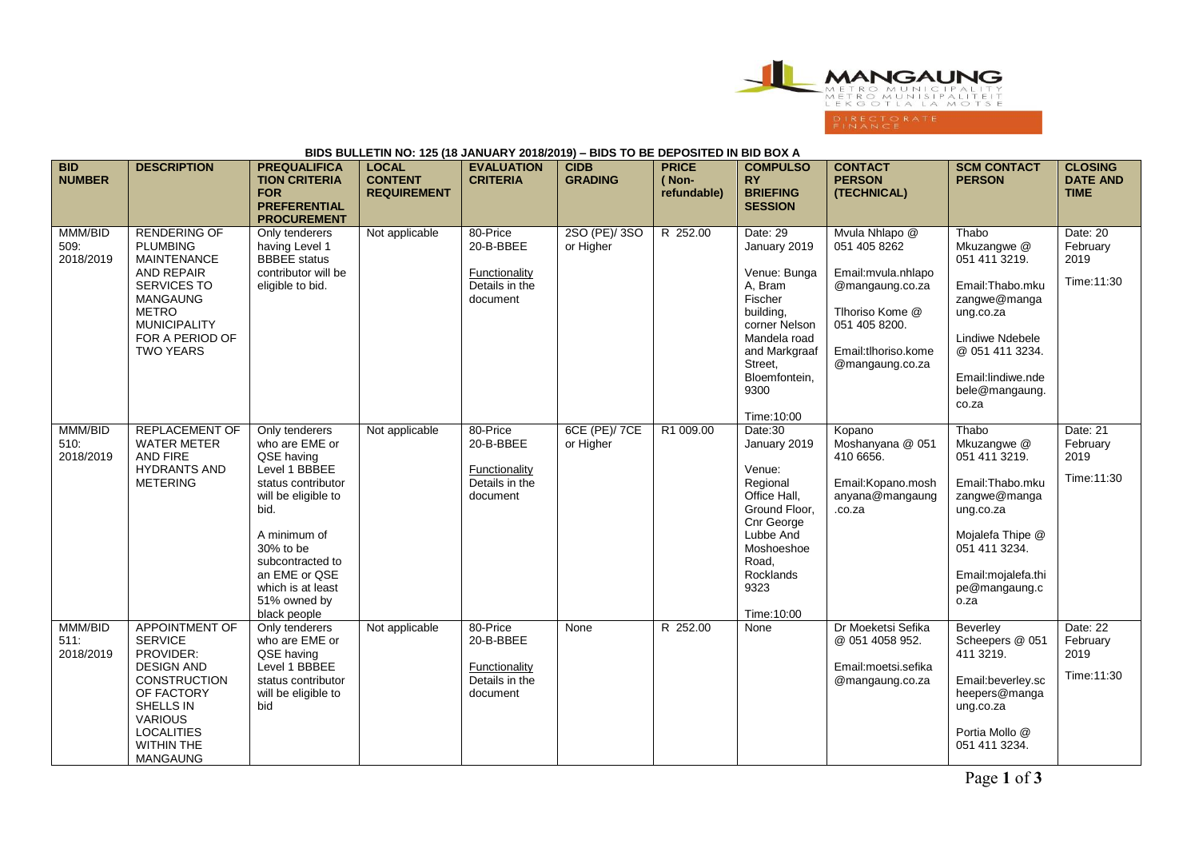MANGAUNG METRO MUNICIPALITY
METRO MUNISIPALITEIT
LEKGOTLA LA MOTSE
DIRECTORATE FINANCE

**BIDS BULLETIN NO: 125 (18 JANUARY 2018/2019) – BIDS TO BE DEPOSITED IN BID BOX A**

| BID NUMBER | DESCRIPTION | PREQUALIFICATION CRITERIA FOR PREFERENTIAL PROCUREMENT | LOCAL CONTENT REQUIREMENT | EVALUATION CRITERIA | CIDB GRADING | PRICE ( Non-refundable) | COMPULSORY BRIEFING SESSION | CONTACT PERSON (TECHNICAL) | SCM CONTACT PERSON | CLOSING DATE AND TIME |
|---|---|---|---|---|---|---|---|---|---|---|
| MMM/BID 509: 2018/2019 | RENDERING OF PLUMBING MAINTENANCE AND REPAIR SERVICES TO MANGAUNG METRO MUNICIPALITY FOR A PERIOD OF TWO YEARS | Only tenderers having Level 1 BBBEE status contributor will be eligible to bid. | Not applicable | 80-Price 20-B-BBEE Functionality Details in the document | 2SO (PE)/ 3SO or Higher | R 252.00 | Date: 29 January 2019 Venue: Bunga A, Bram Fischer building, corner Nelson Mandela road and Markgraaf Street, Bloemfontein, 9300 Time:10:00 | Mvula Nhlapo @ 051 405 8262 Email:mvula.nhlapo@mangaung.co.za Tlhoriso Kome @ 051 405 8200. Email:tlhoriso.kome@mangaung.co.za | Thabo Mkuzangwe @ 051 411 3219. Email:Thabo.mkuzangwe@mangaung.co.za Lindiwe Ndebele @ 051 411 3234. Email:lindiwe.ndebele@mangaung.co.za | Date: 20 February 2019 Time:11:30 |
| MMM/BID 510: 2018/2019 | REPLACEMENT OF WATER METER AND FIRE HYDRANTS AND METERING | Only tenderers who are EME or QSE having Level 1 BBBEE status contributor will be eligible to bid. A minimum of 30% to be subcontracted to an EME or QSE which is at least 51% owned by black people | Not applicable | 80-Price 20-B-BBEE Functionality Details in the document | 6CE (PE)/ 7CE or Higher | R1 009.00 | Date:30 January 2019 Venue: Regional Office Hall, Ground Floor, Cnr George Lubbe And Moshoeshoe Road, Rocklands 9323 Time:10:00 | Kopano Moshanyana @ 051 410 6656. Email:Kopano.moshanyana@mangaung.co.za | Thabo Mkuzangwe @ 051 411 3219. Email:Thabo.mkuzangwe@mangaung.co.za Mojalefa Thipe @ 051 411 3234. Email:mojalefa.thipe@mangaung.co.za | Date: 21 February 2019 Time:11:30 |
| MMM/BID 511: 2018/2019 | APPOINTMENT OF SERVICE PROVIDER: DESIGN AND CONSTRUCTION OF FACTORY SHELLS IN VARIOUS LOCALITIES WITHIN THE MANGAUNG | Only tenderers who are EME or QSE having Level 1 BBBEE status contributor will be eligible to bid | Not applicable | 80-Price 20-B-BBEE Functionality Details in the document | None | R 252.00 | None | Dr Moeketsi Sefika @ 051 4058 952. Email:moetsi.sefika@mangaung.co.za | Beverley Scheepers @ 051 411 3219. Email:beverley.scheepers@mangaung.co.za Portia Mollo @ 051 411 3234. | Date: 22 February 2019 Time:11:30 |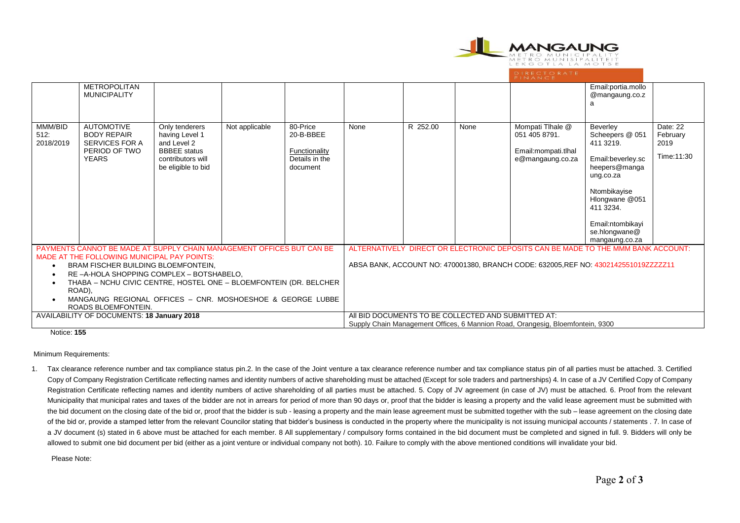| | | | | | | | | | | |
|---|---|---|---|---|---|---|---|---|---|---|
| | METROPOLITAN MUNICIPALITY | | | | | | | | Email:portia.mollo@mangaung.co.za | |
| MMM/BID 512: 2018/2019 | AUTOMOTIVE BODY REPAIR SERVICES FOR A PERIOD OF TWO YEARS | Only tenderers having Level 1 and Level 2 BBBEE status contributors will be eligible to bid | Not applicable | 80-Price 20-B-BBEE Functionality Details in the document | None | R 252.00 | None | Mompati Tlhale @ 051 405 8791. Email:mompati.tlhale@mangaung.co.za | Beverley Scheepers @ 051 411 3219. Email:beverley.scheepers@mangaung.co.za Ntombikayise Hlongwane @051 411 3234. Email:ntombikayise.hlongwane@mangaung.co.za | Date: 22 February 2019 Time:11:30 |

| | |
|---|---|
| PAYMENTS CANNOT BE MADE AT SUPPLY CHAIN MANAGEMENT OFFICES BUT CAN BE MADE AT THE FOLLOWING MUNICIPAL PAY POINTS: • BRAM FISCHER BUILDING BLOEMFONTEIN, • RE –A-HOLA SHOPPING COMPLEX – BOTSHABELO, • THABA – NCHU CIVIC CENTRE, HOSTEL ONE – BLOEMFONTEIN (DR. BELCHER ROAD), • MANGAUNG REGIONAL OFFICES – CNR. MOSHOESHOE & GEORGE LUBBE ROADS BLOEMFONTEIN. | ALTERNATIVELY DIRECT OR ELECTRONIC DEPOSITS CAN BE MADE TO THE MMM BANK ACCOUNT: ABSA BANK, ACCOUNT NO: 470001380, BRANCH CODE: 632005,REF NO: 4302142551019ZZZZZ11 |
| AVAILABILITY OF DOCUMENTS: 18 January 2018 | All BID DOCUMENTS TO BE COLLECTED AND SUBMITTED AT: Supply Chain Management Offices, 6 Mannion Road, Orangesig, Bloemfontein, 9300 |

Notice: **155**

Minimum Requirements:

1. Tax clearance reference number and tax compliance status pin.2. In the case of the Joint venture a tax clearance reference number and tax compliance status pin of all parties must be attached. 3. Certified Copy of Company Registration Certificate reflecting names and identity numbers of active shareholding must be attached (Except for sole traders and partnerships) 4. In case of a JV Certified Copy of Company Registration Certificate reflecting names and identity numbers of active shareholding of all parties must be attached. 5. Copy of JV agreement (in case of JV) must be attached. 6. Proof from the relevant Municipality that municipal rates and taxes of the bidder are not in arrears for period of more than 90 days or, proof that the bidder is leasing a property and the valid lease agreement must be submitted with the bid document on the closing date of the bid or, proof that the bidder is sub - leasing a property and the main lease agreement must be submitted together with the sub – lease agreement on the closing date of the bid or, provide a stamped letter from the relevant Councilor stating that bidder's business is conducted in the property where the municipality is not issuing municipal accounts / statements . 7. In case of a JV document (s) stated in 6 above must be attached for each member. 8 All supplementary / compulsory forms contained in the bid document must be completed and signed in full. 9. Bidders will only be allowed to submit one bid document per bid (either as a joint venture or individual company not both). 10. Failure to comply with the above mentioned conditions will invalidate your bid.

Please Note: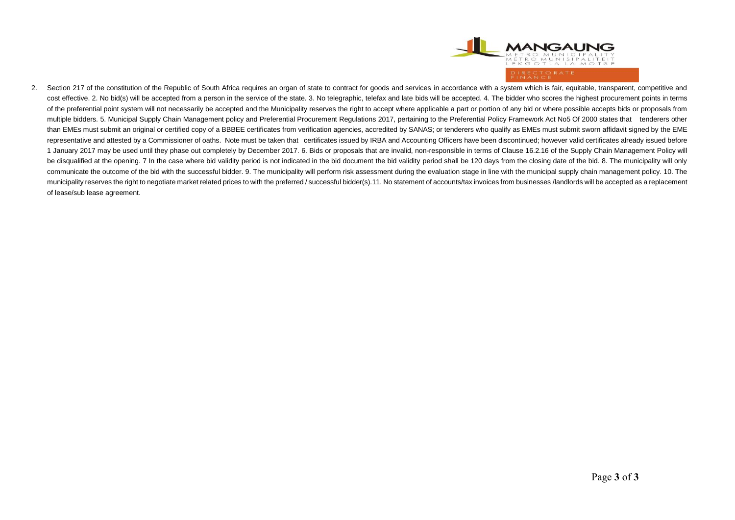2. Section 217 of the constitution of the Republic of South Africa requires an organ of state to contract for goods and services in accordance with a system which is fair, equitable, transparent, competitive and cost effective. 2. No bid(s) will be accepted from a person in the service of the state. 3. No telegraphic, telefax and late bids will be accepted. 4. The bidder who scores the highest procurement points in terms of the preferential point system will not necessarily be accepted and the Municipality reserves the right to accept where applicable a part or portion of any bid or where possible accepts bids or proposals from multiple bidders. 5. Municipal Supply Chain Management policy and Preferential Procurement Regulations 2017, pertaining to the Preferential Policy Framework Act No5 Of 2000 states that tenderers other than EMEs must submit an original or certified copy of a BBBEE certificates from verification agencies, accredited by SANAS; or tenderers who qualify as EMEs must submit sworn affidavit signed by the EME representative and attested by a Commissioner of oaths. Note must be taken that certificates issued by IRBA and Accounting Officers have been discontinued; however valid certificates already issued before 1 January 2017 may be used until they phase out completely by December 2017. 6. Bids or proposals that are invalid, non-responsible in terms of Clause 16.2.16 of the Supply Chain Management Policy will be disqualified at the opening. 7 In the case where bid validity period is not indicated in the bid document the bid validity period shall be 120 days from the closing date of the bid. 8. The municipality will only communicate the outcome of the bid with the successful bidder. 9. The municipality will perform risk assessment during the evaluation stage in line with the municipal supply chain management policy. 10. The municipality reserves the right to negotiate market related prices to with the preferred / successful bidder(s).11. No statement of accounts/tax invoices from businesses /landlords will be accepted as a replacement of lease/sub lease agreement.